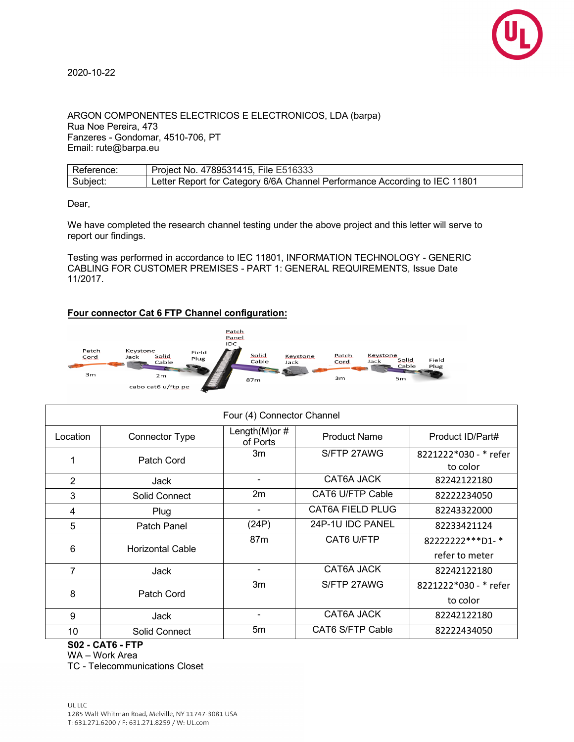2020-10-22

ARGON COMPONENTES ELECTRICOS E ELECTRONICOS, LDA (barpa)
Rua Noe Pereira, 473
Fanzeres - Gondomar, 4510-706, PT
Email: rute@barpa.eu

| Reference: | Project No. 4789531415, File E516333 |
|---|---|
| Subject: | Letter Report for Category 6/6A Channel Performance According to IEC 11801 |

Dear,

We have completed the research channel testing under the above project and this letter will serve to report our findings.

Testing was performed in accordance to IEC 11801, INFORMATION TECHNOLOGY - GENERIC CABLING FOR CUSTOMER PREMISES - PART 1: GENERAL REQUIREMENTS, Issue Date 11/2017.

**Four connector Cat 6 FTP Channel configuration:**

Patch Cord 3m — Keystone Jack — Solid Cable 2m — Field Plug — Patch Panel IDC — Solid Cable 87m — Keystone Jack — Patch Cord 3m — Keystone Jack — Solid Cable 5m — Field Plug

cabo cat6 u/ftp pe

| Four (4) Connector Channel | | | | |
|---|---|---|---|---|
| Location | Connector Type | Length(M)or # of Ports | Product Name | Product ID/Part# |
| 1 | Patch Cord | 3m | S/FTP 27AWG | 8221222*030 - * refer to color |
| 2 | Jack | - | CAT6A JACK | 82242122180 |
| 3 | Solid Connect | 2m | CAT6 U/FTP Cable | 82222234050 |
| 4 | Plug | - | CAT6A FIELD PLUG | 82243322000 |
| 5 | Patch Panel | (24P) | 24P-1U IDC PANEL | 82233421124 |
| 6 | Horizontal Cable | 87m | CAT6 U/FTP | 82222222***D1- * refer to meter |
| 7 | Jack | - | CAT6A JACK | 82242122180 |
| 8 | Patch Cord | 3m | S/FTP 27AWG | 8221222*030 - * refer to color |
| 9 | Jack | - | CAT6A JACK | 82242122180 |
| 10 | Solid Connect | 5m | CAT6 S/FTP Cable | 82222434050 |

**S02 - CAT6 - FTP**
WA – Work Area
TC - Telecommunications Closet

UL LLC
1285 Walt Whitman Road, Melville, NY 11747-3081 USA
T: 631.271.6200 / F: 631.271.8259 / W: UL.com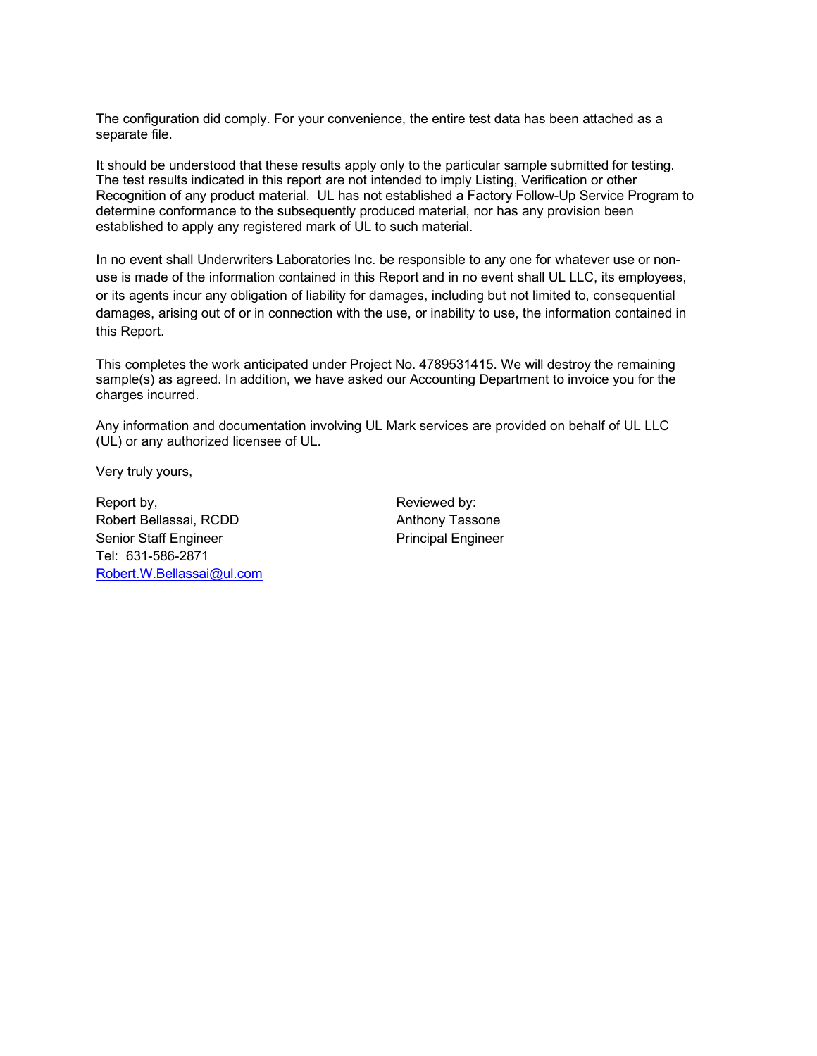The configuration did comply. For your convenience, the entire test data has been attached as a separate file.

It should be understood that these results apply only to the particular sample submitted for testing. The test results indicated in this report are not intended to imply Listing, Verification or other Recognition of any product material. UL has not established a Factory Follow-Up Service Program to determine conformance to the subsequently produced material, nor has any provision been established to apply any registered mark of UL to such material.

In no event shall Underwriters Laboratories Inc. be responsible to any one for whatever use or non-use is made of the information contained in this Report and in no event shall UL LLC, its employees, or its agents incur any obligation of liability for damages, including but not limited to, consequential damages, arising out of or in connection with the use, or inability to use, the information contained in this Report.

This completes the work anticipated under Project No. 4789531415. We will destroy the remaining sample(s) as agreed. In addition, we have asked our Accounting Department to invoice you for the charges incurred.

Any information and documentation involving UL Mark services are provided on behalf of UL LLC (UL) or any authorized licensee of UL.

Very truly yours,

Report by,
Robert Bellassai, RCDD
Senior Staff Engineer
Tel: 631-586-2871
Robert.W.Bellassai@ul.com

Reviewed by:
Anthony Tassone
Principal Engineer